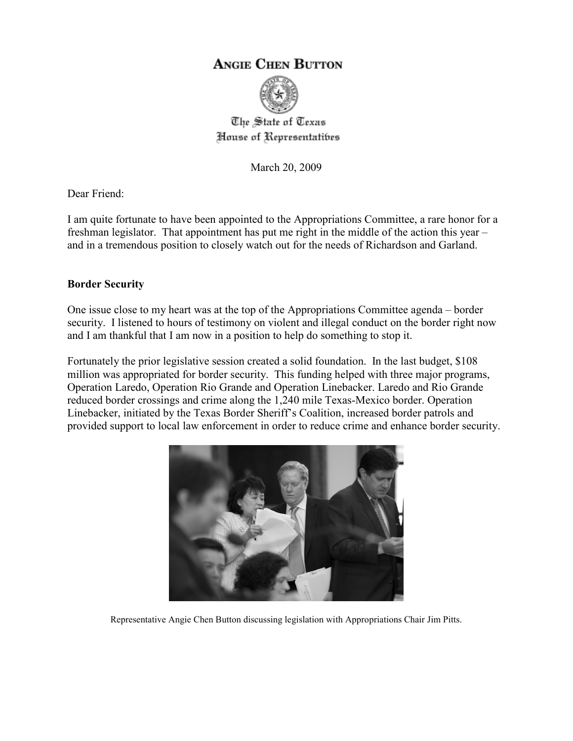# Angie Chen Button

The State of Texas
House of Representatives

March 20, 2009

Dear Friend:

I am quite fortunate to have been appointed to the Appropriations Committee, a rare honor for a freshman legislator. That appointment has put me right in the middle of the action this year – and in a tremendous position to closely watch out for the needs of Richardson and Garland.

## Border Security

One issue close to my heart was at the top of the Appropriations Committee agenda – border security. I listened to hours of testimony on violent and illegal conduct on the border right now and I am thankful that I am now in a position to help do something to stop it.

Fortunately the prior legislative session created a solid foundation. In the last budget, $108 million was appropriated for border security. This funding helped with three major programs, Operation Laredo, Operation Rio Grande and Operation Linebacker. Laredo and Rio Grande reduced border crossings and crime along the 1,240 mile Texas-Mexico border. Operation Linebacker, initiated by the Texas Border Sheriff's Coalition, increased border patrols and provided support to local law enforcement in order to reduce crime and enhance border security.

Representative Angie Chen Button discussing legislation with Appropriations Chair Jim Pitts.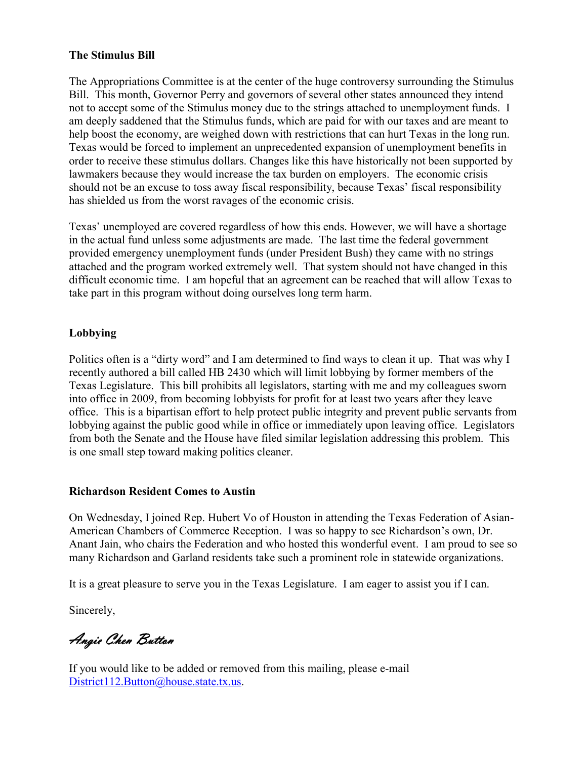**The Stimulus Bill**

The Appropriations Committee is at the center of the huge controversy surrounding the Stimulus Bill. This month, Governor Perry and governors of several other states announced they intend not to accept some of the Stimulus money due to the strings attached to unemployment funds. I am deeply saddened that the Stimulus funds, which are paid for with our taxes and are meant to help boost the economy, are weighed down with restrictions that can hurt Texas in the long run. Texas would be forced to implement an unprecedented expansion of unemployment benefits in order to receive these stimulus dollars. Changes like this have historically not been supported by lawmakers because they would increase the tax burden on employers. The economic crisis should not be an excuse to toss away fiscal responsibility, because Texas' fiscal responsibility has shielded us from the worst ravages of the economic crisis.

Texas' unemployed are covered regardless of how this ends. However, we will have a shortage in the actual fund unless some adjustments are made. The last time the federal government provided emergency unemployment funds (under President Bush) they came with no strings attached and the program worked extremely well. That system should not have changed in this difficult economic time. I am hopeful that an agreement can be reached that will allow Texas to take part in this program without doing ourselves long term harm.

**Lobbying**

Politics often is a "dirty word" and I am determined to find ways to clean it up. That was why I recently authored a bill called HB 2430 which will limit lobbying by former members of the Texas Legislature. This bill prohibits all legislators, starting with me and my colleagues sworn into office in 2009, from becoming lobbyists for profit for at least two years after they leave office. This is a bipartisan effort to help protect public integrity and prevent public servants from lobbying against the public good while in office or immediately upon leaving office. Legislators from both the Senate and the House have filed similar legislation addressing this problem. This is one small step toward making politics cleaner.

**Richardson Resident Comes to Austin**

On Wednesday, I joined Rep. Hubert Vo of Houston in attending the Texas Federation of Asian-American Chambers of Commerce Reception. I was so happy to see Richardson's own, Dr. Anant Jain, who chairs the Federation and who hosted this wonderful event. I am proud to see so many Richardson and Garland residents take such a prominent role in statewide organizations.

It is a great pleasure to serve you in the Texas Legislature. I am eager to assist you if I can.

Sincerely,

*Angie Chen Button*

If you would like to be added or removed from this mailing, please e-mail District112.Button@house.state.tx.us.